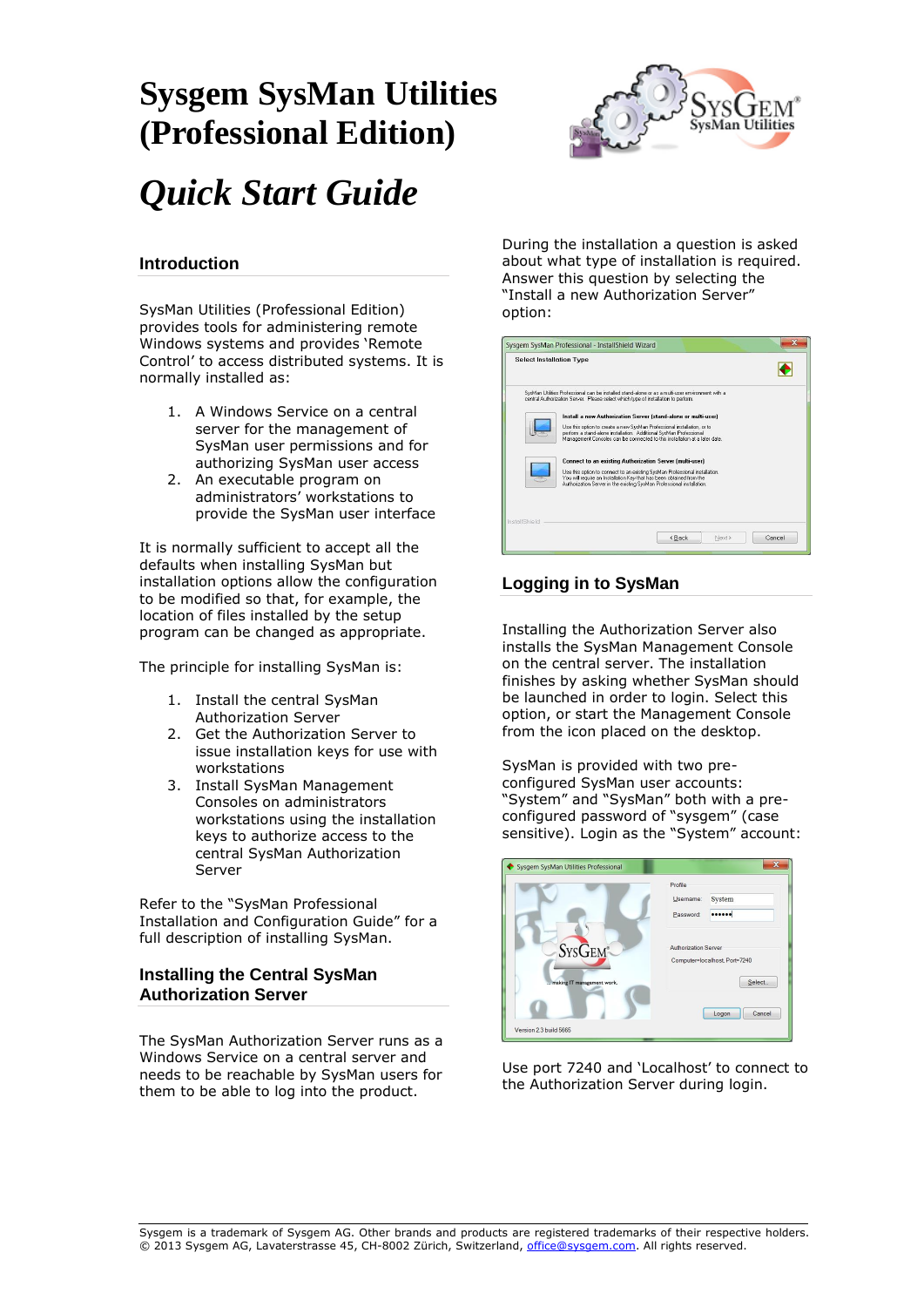# Sysgem SysMan Utilities (Professional Edition)

# *Quick Start Guide*

## Introduction

SysMan Utilities (Professional Edition) provides tools for administering remote Windows systems and provides 'Remote Control' to access distributed systems. It is normally installed as:

1. A Windows Service on a central server for the management of SysMan user permissions and for authorizing SysMan user access
2. An executable program on administrators' workstations to provide the SysMan user interface

It is normally sufficient to accept all the defaults when installing SysMan but installation options allow the configuration to be modified so that, for example, the location of files installed by the setup program can be changed as appropriate.

The principle for installing SysMan is:

1. Install the central SysMan Authorization Server
2. Get the Authorization Server to issue installation keys for use with workstations
3. Install SysMan Management Consoles on administrators workstations using the installation keys to authorize access to the central SysMan Authorization Server

Refer to the "SysMan Professional Installation and Configuration Guide" for a full description of installing SysMan.

## Installing the Central SysMan Authorization Server

The SysMan Authorization Server runs as a Windows Service on a central server and needs to be reachable by SysMan users for them to be able to log into the product.

During the installation a question is asked about what type of installation is required. Answer this question by selecting the "Install a new Authorization Server" option:

## Logging in to SysMan

Installing the Authorization Server also installs the SysMan Management Console on the central server. The installation finishes by asking whether SysMan should be launched in order to login. Select this option, or start the Management Console from the icon placed on the desktop.

SysMan is provided with two pre-configured SysMan user accounts: "System" and "SysMan" both with a pre-configured password of "sysgem" (case sensitive). Login as the "System" account:

Use port 7240 and 'Localhost' to connect to the Authorization Server during login.

Sysgem is a trademark of Sysgem AG. Other brands and products are registered trademarks of their respective holders.
© 2013 Sysgem AG, Lavaterstrasse 45, CH-8002 Zürich, Switzerland, office@sysgem.com. All rights reserved.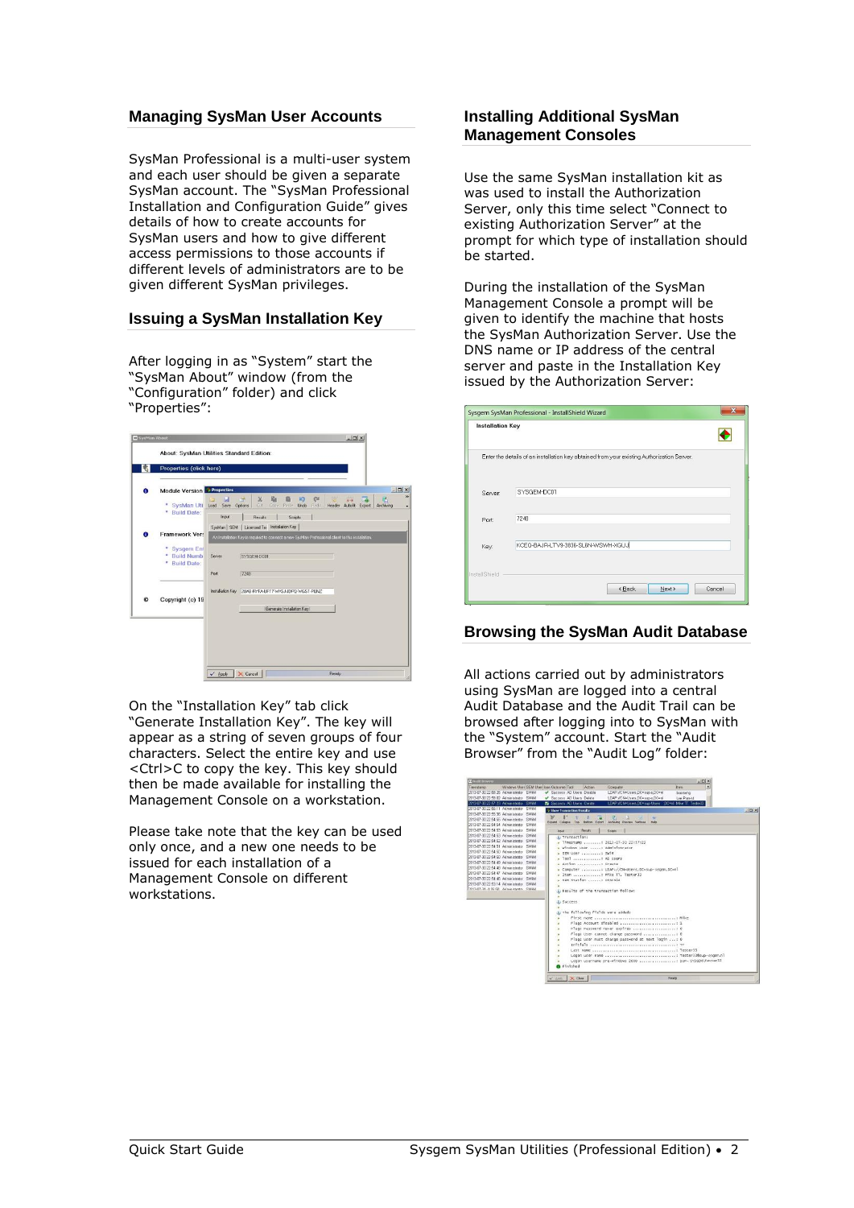## Managing SysMan User Accounts

SysMan Professional is a multi-user system and each user should be given a separate SysMan account. The "SysMan Professional Installation and Configuration Guide" gives details of how to create accounts for SysMan users and how to give different access permissions to those accounts if different levels of administrators are to be given different SysMan privileges.

## Issuing a SysMan Installation Key

After logging in as "System" start the "SysMan About" window (from the "Configuration" folder) and click "Properties":

On the "Installation Key" tab click "Generate Installation Key". The key will appear as a string of seven groups of four characters. Select the entire key and use <Ctrl>C to copy the key. This key should then be made available for installing the Management Console on a workstation.

Please take note that the key can be used only once, and a new one needs to be issued for each installation of a Management Console on different workstations.

## Installing Additional SysMan Management Consoles

Use the same SysMan installation kit as was used to install the Authorization Server, only this time select "Connect to existing Authorization Server" at the prompt for which type of installation should be started.

During the installation of the SysMan Management Console a prompt will be given to identify the machine that hosts the SysMan Authorization Server. Use the DNS name or IP address of the central server and paste in the Installation Key issued by the Authorization Server:

## Browsing the SysMan Audit Database

All actions carried out by administrators using SysMan are logged into a central Audit Database and the Audit Trail can be browsed after logging into SysMan with the "System" account. Start the "Audit Browser" from the "Audit Log" folder: